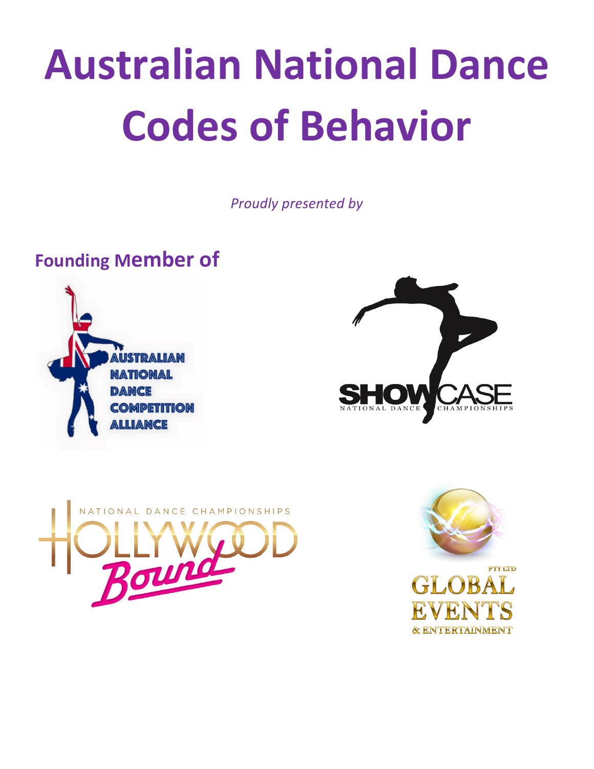# Australian National Dance Codes of Behavior

*Proudly presented by*

**Founding Member of**

AUSTRALIAN NATIONAL DANCE COMPETITION ALLIANCE

SHOWCASE NATIONAL DANCE CHAMPIONSHIPS

NATIONAL DANCE CHAMPIONSHIPS HOLLYWOOD Bound

GLOBAL EVENTS & ENTERTAINMENT PTY LTD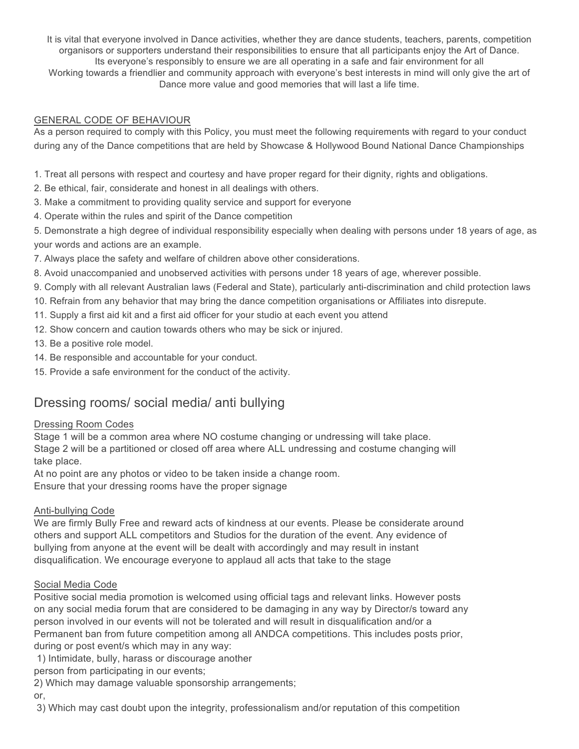It is vital that everyone involved in Dance activities, whether they are dance students, teachers, parents, competition organisors or supporters understand their responsibilities to ensure that all participants enjoy the Art of Dance. Its everyone's responsibly to ensure we are all operating in a safe and fair environment for all Working towards a friendlier and community approach with everyone's best interests in mind will only give the art of Dance more value and good memories that will last a life time.

GENERAL CODE OF BEHAVIOUR

As a person required to comply with this Policy, you must meet the following requirements with regard to your conduct during any of the Dance competitions that are held by Showcase & Hollywood Bound National Dance Championships

1. Treat all persons with respect and courtesy and have proper regard for their dignity, rights and obligations.
2. Be ethical, fair, considerate and honest in all dealings with others.
3. Make a commitment to providing quality service and support for everyone
4. Operate within the rules and spirit of the Dance competition
5. Demonstrate a high degree of individual responsibility especially when dealing with persons under 18 years of age, as your words and actions are an example.

7. Always place the safety and welfare of children above other considerations.
8. Avoid unaccompanied and unobserved activities with persons under 18 years of age, wherever possible.
9. Comply with all relevant Australian laws (Federal and State), particularly anti-discrimination and child protection laws
10. Refrain from any behavior that may bring the dance competition organisations or Affiliates into disrepute.
11. Supply a first aid kit and a first aid officer for your studio at each event you attend
12. Show concern and caution towards others who may be sick or injured.
13. Be a positive role model.
14. Be responsible and accountable for your conduct.
15. Provide a safe environment for the conduct of the activity.

## Dressing rooms/ social media/ anti bullying

Dressing Room Codes

Stage 1 will be a common area where NO costume changing or undressing will take place.
Stage 2 will be a partitioned or closed off area where ALL undressing and costume changing will take place.
At no point are any photos or video to be taken inside a change room.
Ensure that your dressing rooms have the proper signage

Anti-bullying Code

We are firmly Bully Free and reward acts of kindness at our events. Please be considerate around others and support ALL competitors and Studios for the duration of the event. Any evidence of bullying from anyone at the event will be dealt with accordingly and may result in instant disqualification. We encourage everyone to applaud all acts that take to the stage

Social Media Code

Positive social media promotion is welcomed using official tags and relevant links. However posts on any social media forum that are considered to be damaging in any way by Director/s toward any person involved in our events will not be tolerated and will result in disqualification and/or a Permanent ban from future competition among all ANDCA competitions. This includes posts prior, during or post event/s which may in any way:

1) Intimidate, bully, harass or discourage another person from participating in our events;
2) Which may damage valuable sponsorship arrangements;
or,
3) Which may cast doubt upon the integrity, professionalism and/or reputation of this competition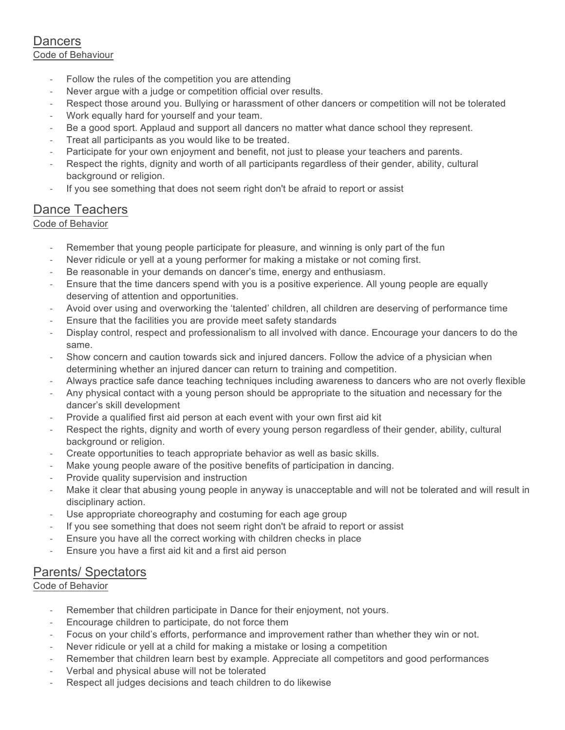## Dancers

Code of Behaviour

- Follow the rules of the competition you are attending
- Never argue with a judge or competition official over results.
- Respect those around you. Bullying or harassment of other dancers or competition will not be tolerated
- Work equally hard for yourself and your team.
- Be a good sport. Applaud and support all dancers no matter what dance school they represent.
- Treat all participants as you would like to be treated.
- Participate for your own enjoyment and benefit, not just to please your teachers and parents.
- Respect the rights, dignity and worth of all participants regardless of their gender, ability, cultural background or religion.
- If you see something that does not seem right don't be afraid to report or assist

## Dance Teachers

Code of Behavior

- Remember that young people participate for pleasure, and winning is only part of the fun
- Never ridicule or yell at a young performer for making a mistake or not coming first.
- Be reasonable in your demands on dancer's time, energy and enthusiasm.
- Ensure that the time dancers spend with you is a positive experience. All young people are equally deserving of attention and opportunities.
- Avoid over using and overworking the 'talented' children, all children are deserving of performance time
- Ensure that the facilities you are provide meet safety standards
- Display control, respect and professionalism to all involved with dance. Encourage your dancers to do the same.
- Show concern and caution towards sick and injured dancers. Follow the advice of a physician when determining whether an injured dancer can return to training and competition.
- Always practice safe dance teaching techniques including awareness to dancers who are not overly flexible
- Any physical contact with a young person should be appropriate to the situation and necessary for the dancer's skill development
- Provide a qualified first aid person at each event with your own first aid kit
- Respect the rights, dignity and worth of every young person regardless of their gender, ability, cultural background or religion.
- Create opportunities to teach appropriate behavior as well as basic skills.
- Make young people aware of the positive benefits of participation in dancing.
- Provide quality supervision and instruction
- Make it clear that abusing young people in anyway is unacceptable and will not be tolerated and will result in disciplinary action.
- Use appropriate choreography and costuming for each age group
- If you see something that does not seem right don't be afraid to report or assist
- Ensure you have all the correct working with children checks in place
- Ensure you have a first aid kit and a first aid person

## Parents/ Spectators

Code of Behavior

- Remember that children participate in Dance for their enjoyment, not yours.
- Encourage children to participate, do not force them
- Focus on your child's efforts, performance and improvement rather than whether they win or not.
- Never ridicule or yell at a child for making a mistake or losing a competition
- Remember that children learn best by example. Appreciate all competitors and good performances
- Verbal and physical abuse will not be tolerated
- Respect all judges decisions and teach children to do likewise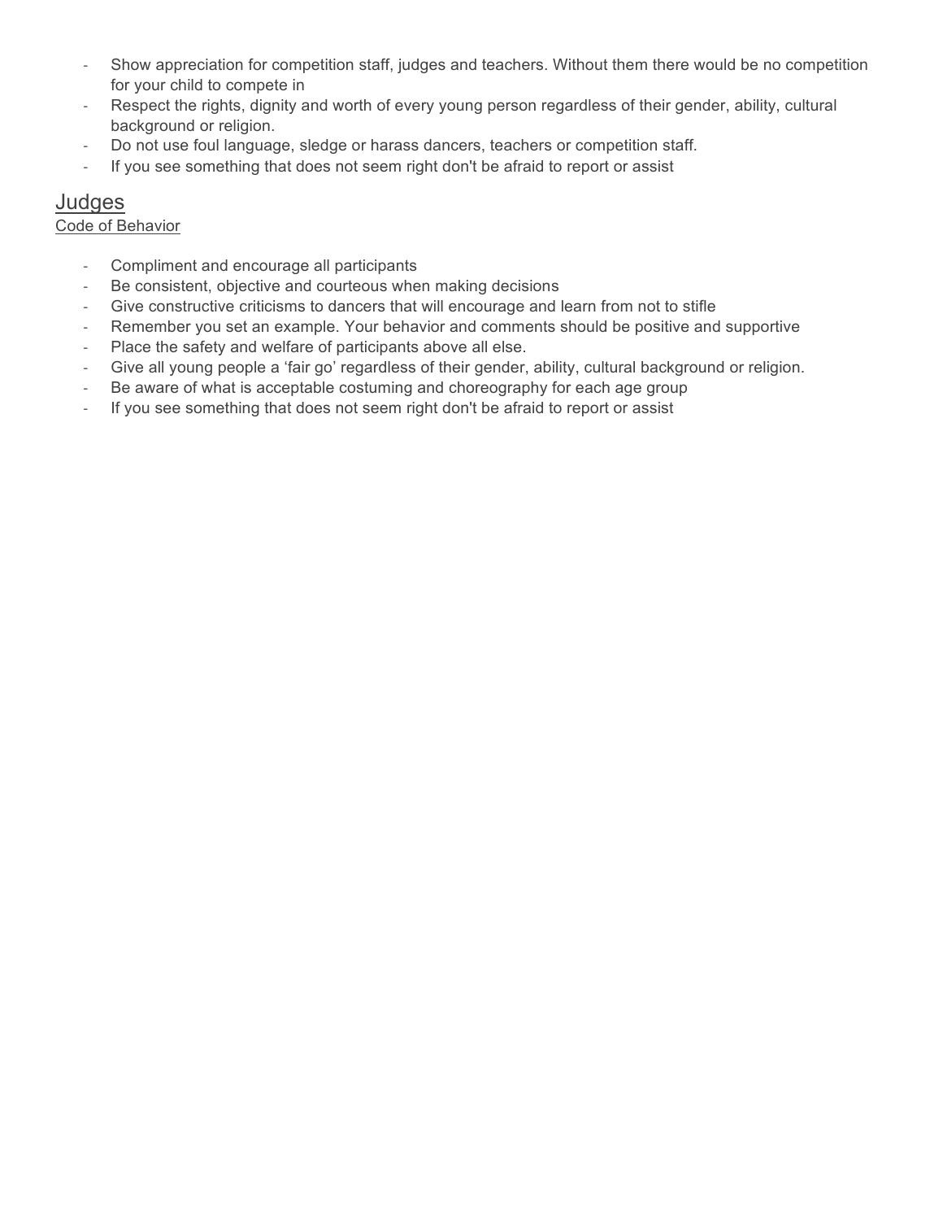- Show appreciation for competition staff, judges and teachers. Without them there would be no competition for your child to compete in
- Respect the rights, dignity and worth of every young person regardless of their gender, ability, cultural background or religion.
- Do not use foul language, sledge or harass dancers, teachers or competition staff.
- If you see something that does not seem right don't be afraid to report or assist

## Judges

Code of Behavior

- Compliment and encourage all participants
- Be consistent, objective and courteous when making decisions
- Give constructive criticisms to dancers that will encourage and learn from not to stifle
- Remember you set an example. Your behavior and comments should be positive and supportive
- Place the safety and welfare of participants above all else.
- Give all young people a 'fair go' regardless of their gender, ability, cultural background or religion.
- Be aware of what is acceptable costuming and choreography for each age group
- If you see something that does not seem right don't be afraid to report or assist